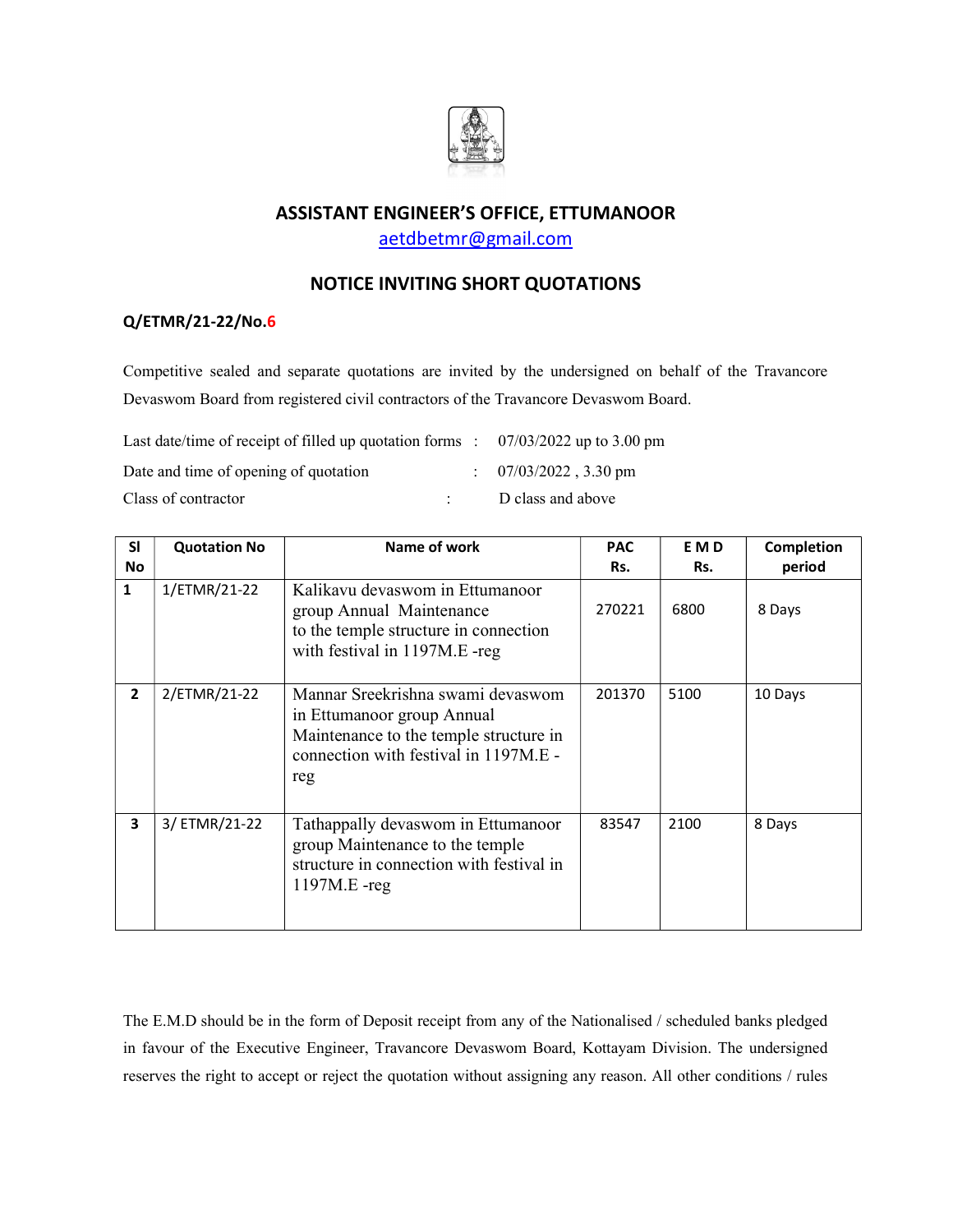## ASSISTANT ENGINEER'S OFFICE, ETTUMANOOR

aetdbetmr@gmail.com

## NOTICE INVITING SHORT QUOTATIONS

**Q/ETMR/21-22/No.6**

Competitive sealed and separate quotations are invited by the undersigned on behalf of the Travancore Devaswom Board from registered civil contractors of the Travancore Devaswom Board.

Last date/time of receipt of filled up quotation forms : 07/03/2022 up to 3.00 pm

Date and time of opening of quotation : 07/03/2022 , 3.30 pm

Class of contractor : D class and above

| Sl No | Quotation No | Name of work | PAC Rs. | E M D Rs. | Completion period |
|---|---|---|---|---|---|
| 1 | 1/ETMR/21-22 | Kalikavu devaswom in Ettumanoor group Annual Maintenance to the temple structure in connection with festival in 1197M.E -reg | 270221 | 6800 | 8 Days |
| 2 | 2/ETMR/21-22 | Mannar Sreekrishna swami devaswom in Ettumanoor group Annual Maintenance to the temple structure in connection with festival in 1197M.E -reg | 201370 | 5100 | 10 Days |
| 3 | 3/ ETMR/21-22 | Tathappally devaswom in Ettumanoor group Maintenance to the temple structure in connection with festival in 1197M.E -reg | 83547 | 2100 | 8 Days |

The E.M.D should be in the form of Deposit receipt from any of the Nationalised / scheduled banks pledged in favour of the Executive Engineer, Travancore Devaswom Board, Kottayam Division. The undersigned reserves the right to accept or reject the quotation without assigning any reason. All other conditions / rules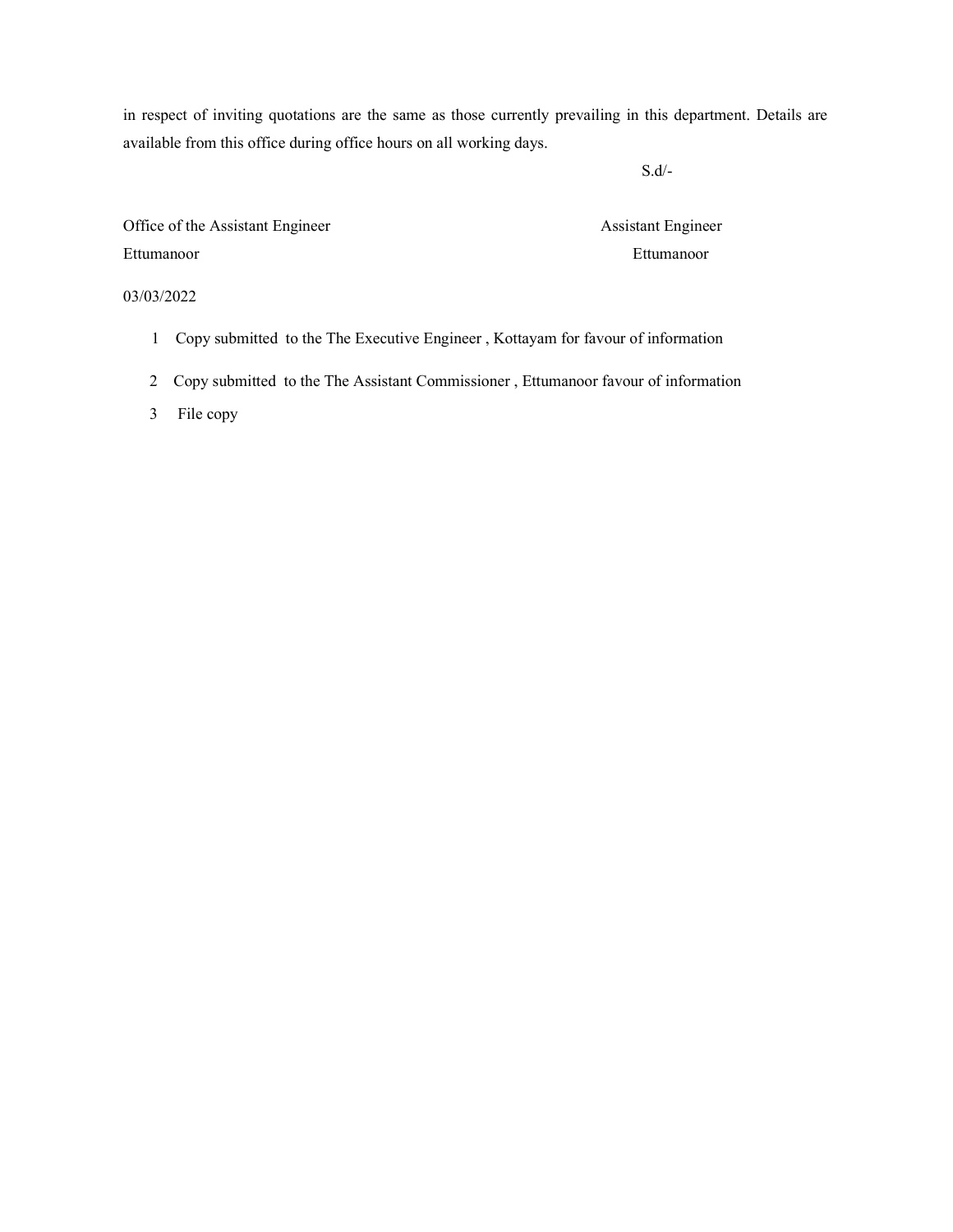in respect of inviting quotations are the same as those currently prevailing in this department. Details are available from this office during office hours on all working days.

S.d/-

Office of the Assistant Engineer
Ettumanoor

Assistant Engineer
Ettumanoor

03/03/2022

1. Copy submitted to the The Executive Engineer , Kottayam for favour of information
2. Copy submitted to the The Assistant Commissioner , Ettumanoor favour of information
3. File copy